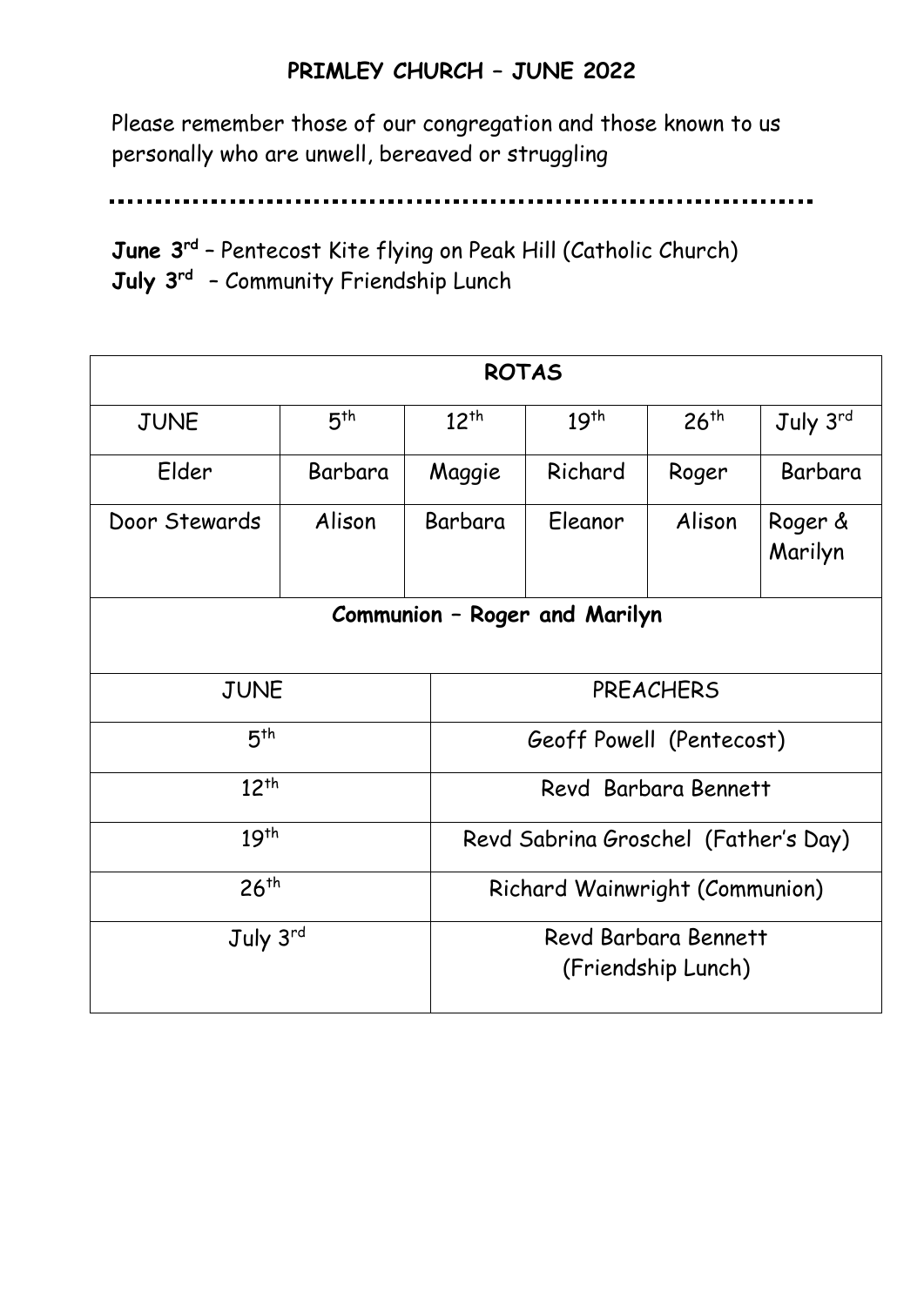# PRIMLEY CHURCH – JUNE 2022

Please remember those of our congregation and those known to us personally who are unwell, bereaved or struggling

---

**June 3rd** – Pentecost Kite flying on Peak Hill (Catholic Church)
**July 3rd** – Community Friendship Lunch

| ROTAS | | | | | |
|---|---|---|---|---|---|
| JUNE | 5th | 12th | 19th | 26th | July 3rd |
| Elder | Barbara | Maggie | Richard | Roger | Barbara |
| Door Stewards | Alison | Barbara | Eleanor | Alison | Roger & Marilyn |

**Communion – Roger and Marilyn**

| JUNE | PREACHERS |
|---|---|
| 5th | Geoff Powell (Pentecost) |
| 12th | Revd Barbara Bennett |
| 19th | Revd Sabrina Groschel (Father's Day) |
| 26th | Richard Wainwright (Communion) |
| July 3rd | Revd Barbara Bennett (Friendship Lunch) |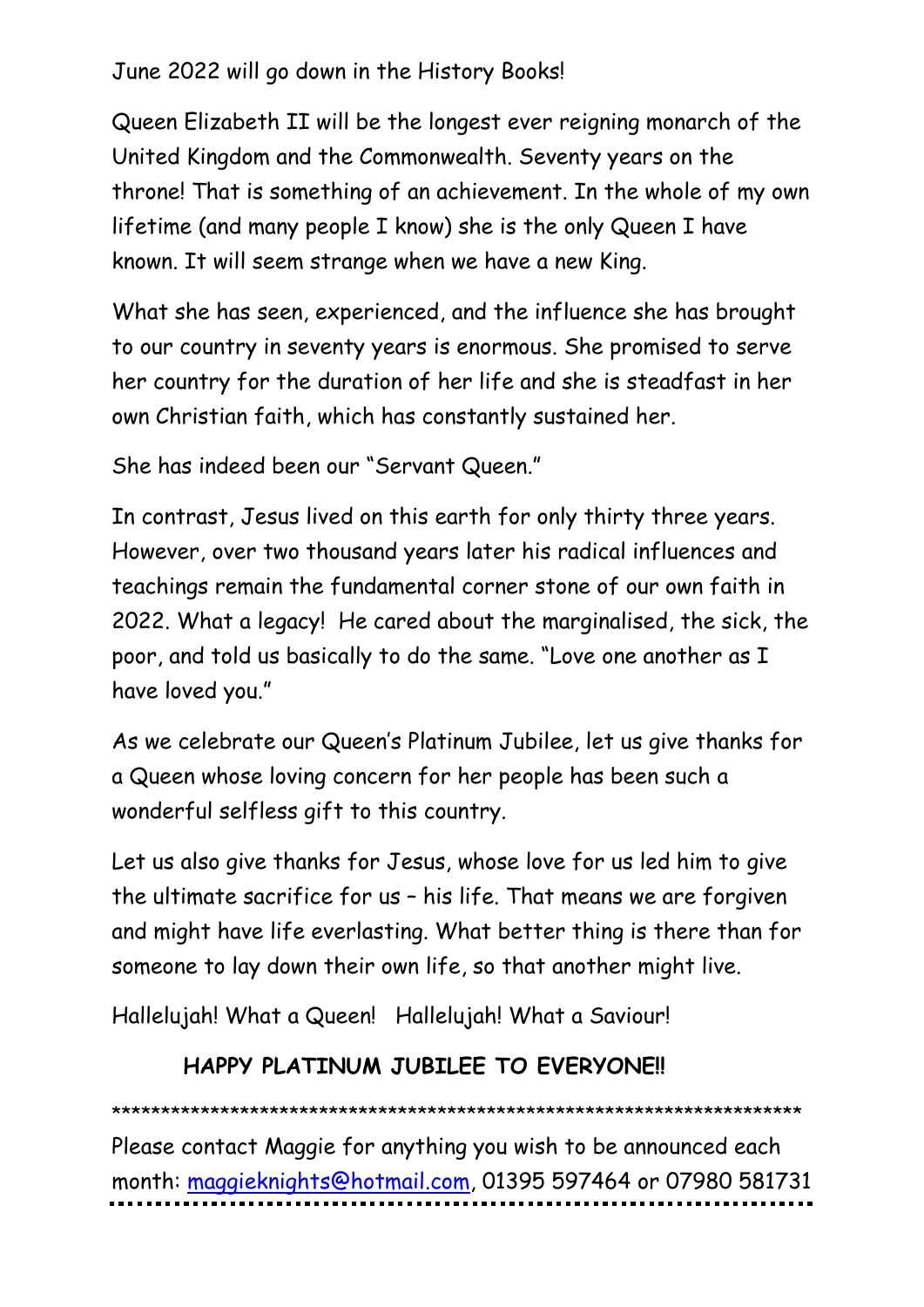June 2022 will go down in the History Books!

Queen Elizabeth II will be the longest ever reigning monarch of the United Kingdom and the Commonwealth. Seventy years on the throne! That is something of an achievement. In the whole of my own lifetime (and many people I know) she is the only Queen I have known. It will seem strange when we have a new King.

What she has seen, experienced, and the influence she has brought to our country in seventy years is enormous. She promised to serve her country for the duration of her life and she is steadfast in her own Christian faith, which has constantly sustained her.

She has indeed been our "Servant Queen."

In contrast, Jesus lived on this earth for only thirty three years. However, over two thousand years later his radical influences and teachings remain the fundamental corner stone of our own faith in 2022. What a legacy! He cared about the marginalised, the sick, the poor, and told us basically to do the same. "Love one another as I have loved you."

As we celebrate our Queen's Platinum Jubilee, let us give thanks for a Queen whose loving concern for her people has been such a wonderful selfless gift to this country.

Let us also give thanks for Jesus, whose love for us led him to give the ultimate sacrifice for us – his life. That means we are forgiven and might have life everlasting. What better thing is there than for someone to lay down their own life, so that another might live.

Hallelujah! What a Queen! Hallelujah! What a Saviour!

**HAPPY PLATINUM JUBILEE TO EVERYONE!!**

************************************************************************

Please contact Maggie for anything you wish to be announced each month: maggieknights@hotmail.com, 01395 597464 or 07980 581731